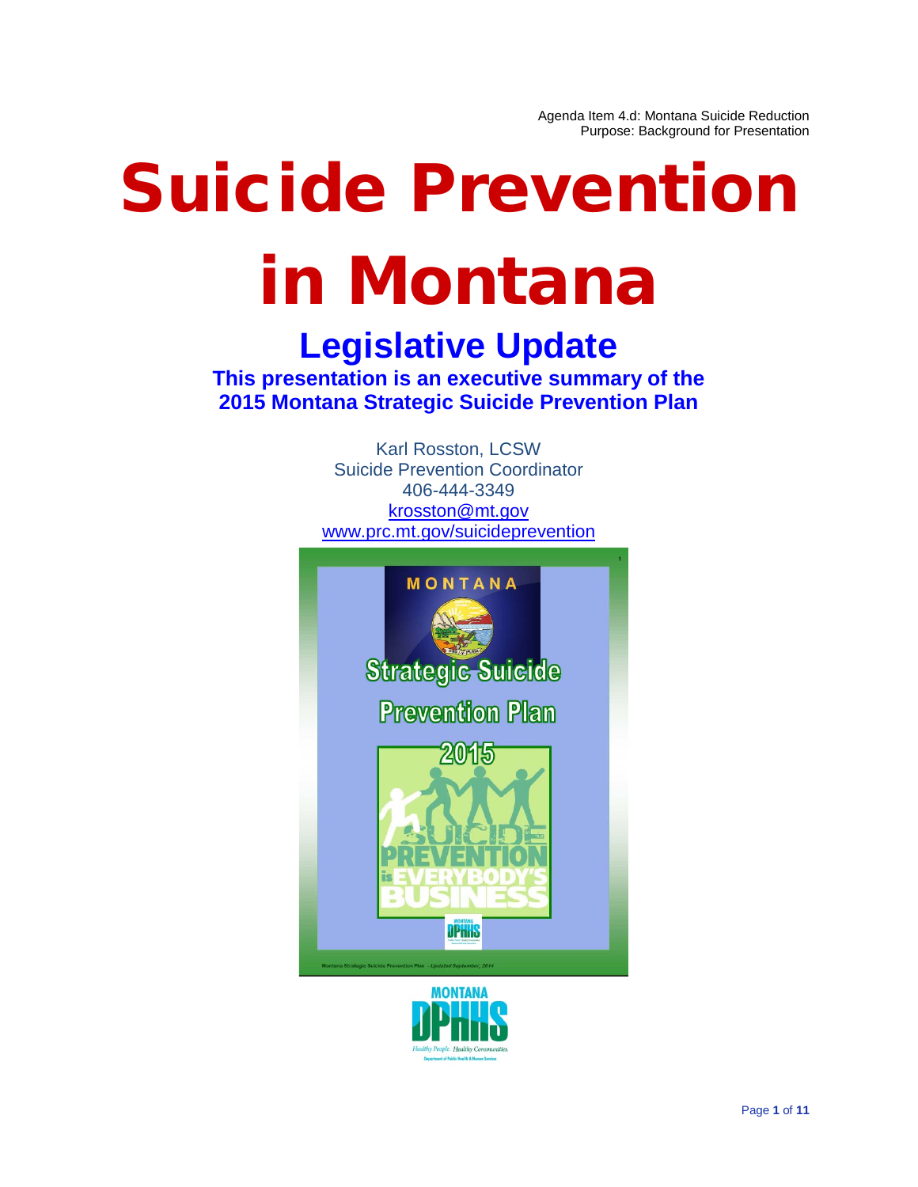Agenda Item 4.d: Montana Suicide Reduction
Purpose: Background for Presentation

# Suicide Prevention in Montana

## Legislative Update

**This presentation is an executive summary of the 2015 Montana Strategic Suicide Prevention Plan**

Karl Rosston, LCSW
Suicide Prevention Coordinator
406-444-3349
krosston@mt.gov
www.prc.mt.gov/suicideprevention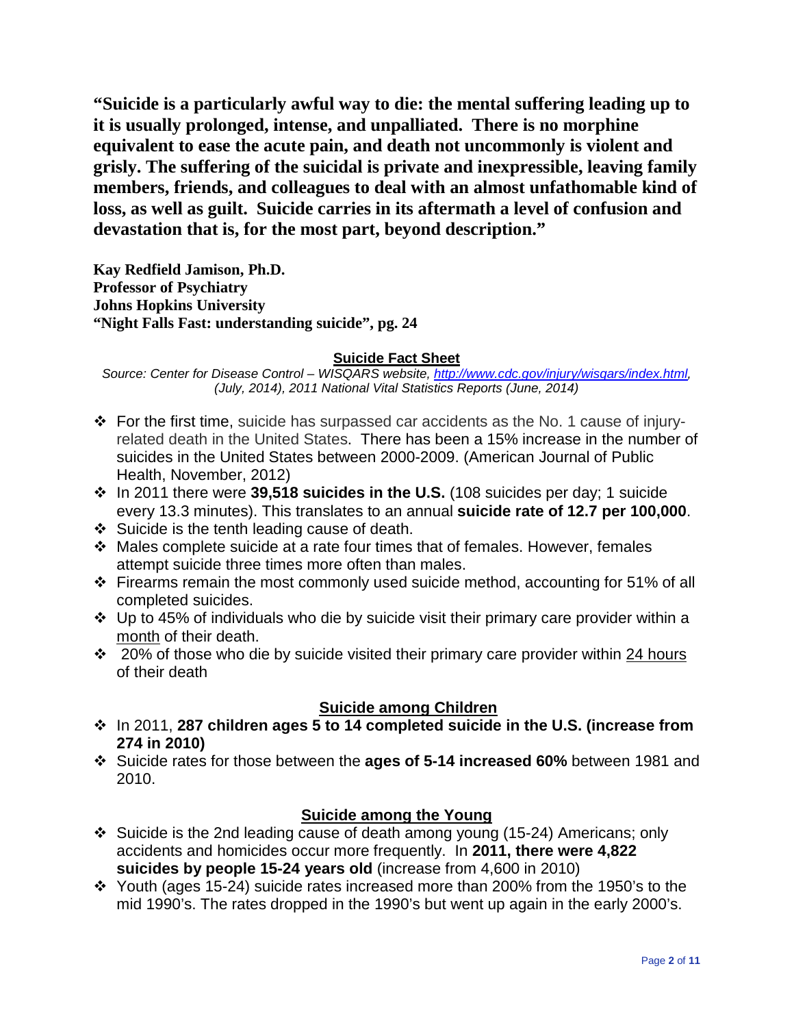**"Suicide is a particularly awful way to die: the mental suffering leading up to it is usually prolonged, intense, and unpalliated. There is no morphine equivalent to ease the acute pain, and death not uncommonly is violent and grisly. The suffering of the suicidal is private and inexpressible, leaving family members, friends, and colleagues to deal with an almost unfathomable kind of loss, as well as guilt. Suicide carries in its aftermath a level of confusion and devastation that is, for the most part, beyond description."**

**Kay Redfield Jamison, Ph.D.**
**Professor of Psychiatry**
**Johns Hopkins University**
**"Night Falls Fast: understanding suicide", pg. 24**

## Suicide Fact Sheet

*Source: Center for Disease Control – WISQARS website, [http://www.cdc.gov/injury/wisqars/index.html](http://www.cdc.gov/injury/wisqars/index.html), (July, 2014), 2011 National Vital Statistics Reports (June, 2014)*

- For the first time, suicide has surpassed car accidents as the No. 1 cause of injury-related death in the United States. There has been a 15% increase in the number of suicides in the United States between 2000-2009. (American Journal of Public Health, November, 2012)
- In 2011 there were **39,518 suicides in the U.S.** (108 suicides per day; 1 suicide every 13.3 minutes). This translates to an annual **suicide rate of 12.7 per 100,000**.
- Suicide is the tenth leading cause of death.
- Males complete suicide at a rate four times that of females. However, females attempt suicide three times more often than males.
- Firearms remain the most commonly used suicide method, accounting for 51% of all completed suicides.
- Up to 45% of individuals who die by suicide visit their primary care provider within a month of their death.
- 20% of those who die by suicide visited their primary care provider within 24 hours of their death

## Suicide among Children

- In 2011, **287 children ages 5 to 14 completed suicide in the U.S. (increase from 274 in 2010)**
- Suicide rates for those between the **ages of 5-14 increased 60%** between 1981 and 2010.

## Suicide among the Young

- Suicide is the 2nd leading cause of death among young (15-24) Americans; only accidents and homicides occur more frequently. In **2011, there were 4,822 suicides by people 15-24 years old** (increase from 4,600 in 2010)
- Youth (ages 15-24) suicide rates increased more than 200% from the 1950's to the mid 1990's. The rates dropped in the 1990's but went up again in the early 2000's.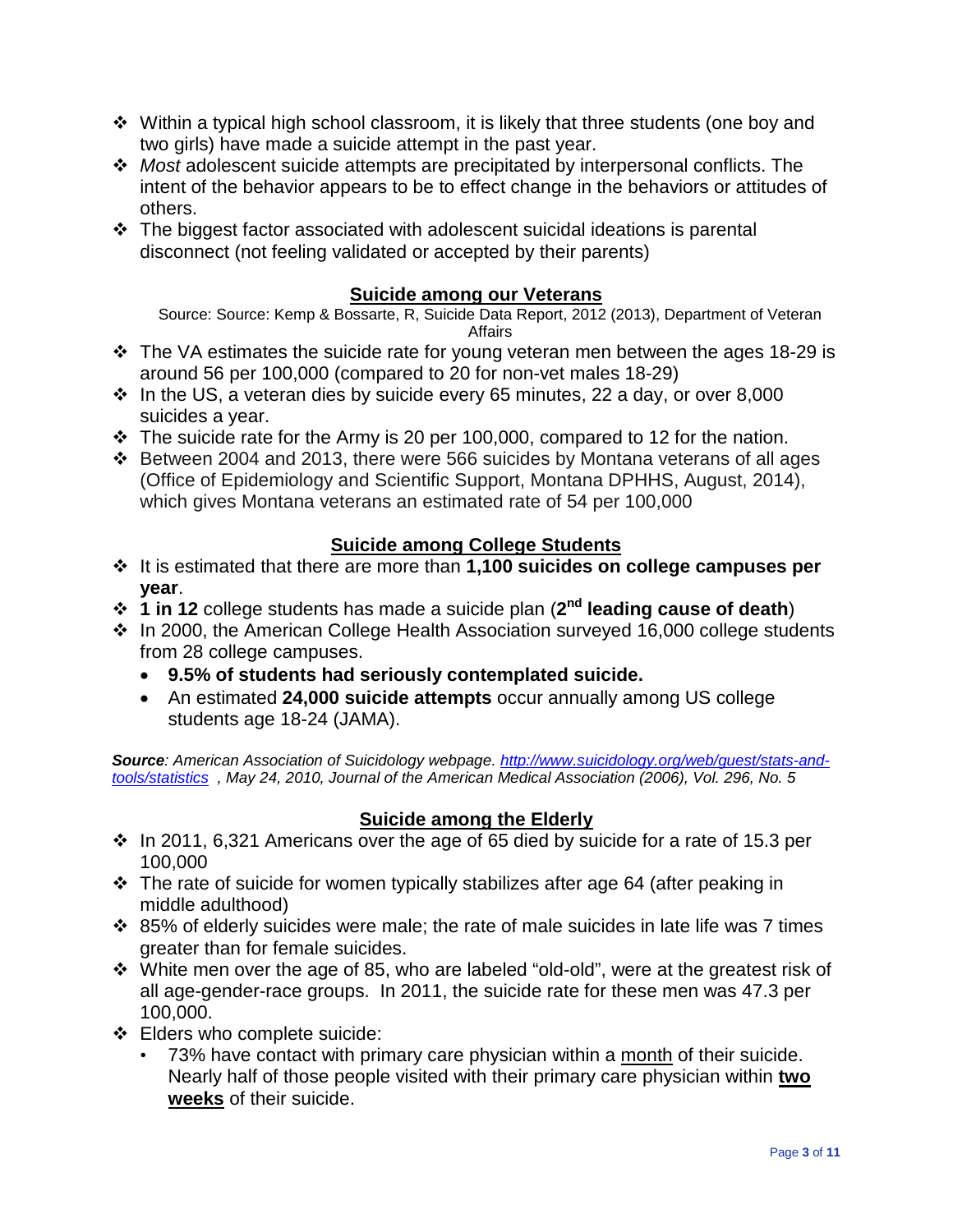- Within a typical high school classroom, it is likely that three students (one boy and two girls) have made a suicide attempt in the past year.
- *Most* adolescent suicide attempts are precipitated by interpersonal conflicts. The intent of the behavior appears to be to effect change in the behaviors or attitudes of others.
- The biggest factor associated with adolescent suicidal ideations is parental disconnect (not feeling validated or accepted by their parents)

## Suicide among our Veterans

Source: Source: Kemp & Bossarte, R, Suicide Data Report, 2012 (2013), Department of Veteran Affairs

- The VA estimates the suicide rate for young veteran men between the ages 18-29 is around 56 per 100,000 (compared to 20 for non-vet males 18-29)
- In the US, a veteran dies by suicide every 65 minutes, 22 a day, or over 8,000 suicides a year.
- The suicide rate for the Army is 20 per 100,000, compared to 12 for the nation.
- Between 2004 and 2013, there were 566 suicides by Montana veterans of all ages (Office of Epidemiology and Scientific Support, Montana DPHHS, August, 2014), which gives Montana veterans an estimated rate of 54 per 100,000

## Suicide among College Students

- It is estimated that there are more than **1,100 suicides on college campuses per year**.
- **1 in 12** college students has made a suicide plan (**2nd leading cause of death**)
- In 2000, the American College Health Association surveyed 16,000 college students from 28 college campuses.
  - **9.5% of students had seriously contemplated suicide.**
  - An estimated **24,000 suicide attempts** occur annually among US college students age 18-24 (JAMA).

***Source**: American Association of Suicidology webpage. [http://www.suicidology.org/web/guest/stats-and-tools/statistics](http://www.suicidology.org/web/guest/stats-and-tools/statistics) , May 24, 2010, Journal of the American Medical Association (2006), Vol. 296, No. 5*

## Suicide among the Elderly

- In 2011, 6,321 Americans over the age of 65 died by suicide for a rate of 15.3 per 100,000
- The rate of suicide for women typically stabilizes after age 64 (after peaking in middle adulthood)
- 85% of elderly suicides were male; the rate of male suicides in late life was 7 times greater than for female suicides.
- White men over the age of 85, who are labeled "old-old", were at the greatest risk of all age-gender-race groups. In 2011, the suicide rate for these men was 47.3 per 100,000.
- Elders who complete suicide:
  - 73% have contact with primary care physician within a month of their suicide. Nearly half of those people visited with their primary care physician within **two weeks** of their suicide.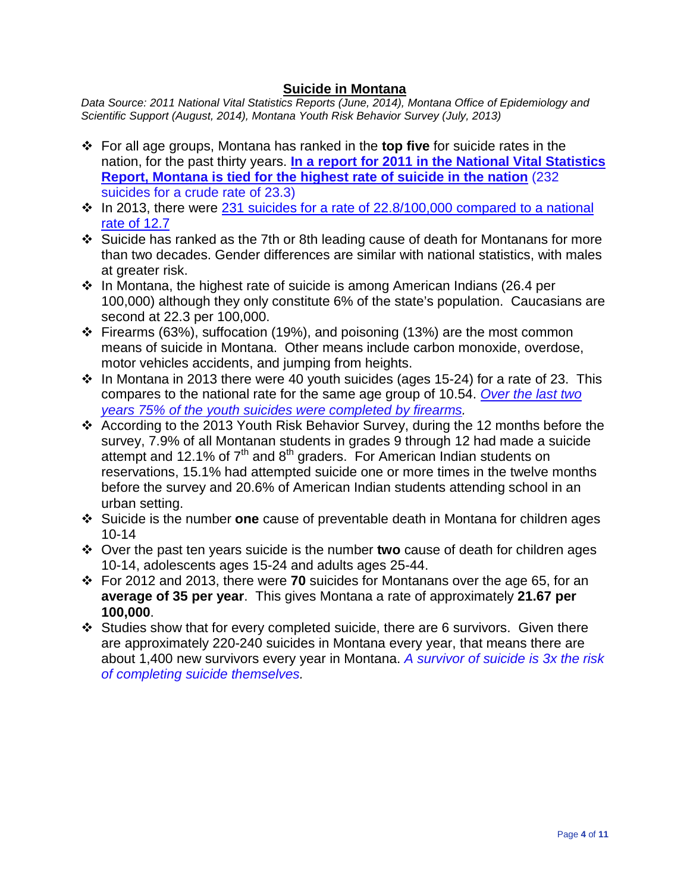# Suicide in Montana

*Data Source: 2011 National Vital Statistics Reports (June, 2014), Montana Office of Epidemiology and Scientific Support (August, 2014), Montana Youth Risk Behavior Survey (July, 2013)*

- For all age groups, Montana has ranked in the **top five** for suicide rates in the nation, for the past thirty years. **In a report for 2011 in the National Vital Statistics Report, Montana is tied for the highest rate of suicide in the nation** (232 suicides for a crude rate of 23.3)
- In 2013, there were 231 suicides for a rate of 22.8/100,000 compared to a national rate of 12.7
- Suicide has ranked as the 7th or 8th leading cause of death for Montanans for more than two decades. Gender differences are similar with national statistics, with males at greater risk.
- In Montana, the highest rate of suicide is among American Indians (26.4 per 100,000) although they only constitute 6% of the state's population. Caucasians are second at 22.3 per 100,000.
- Firearms (63%), suffocation (19%), and poisoning (13%) are the most common means of suicide in Montana. Other means include carbon monoxide, overdose, motor vehicles accidents, and jumping from heights.
- In Montana in 2013 there were 40 youth suicides (ages 15-24) for a rate of 23. This compares to the national rate for the same age group of 10.54. *Over the last two years 75% of the youth suicides were completed by firearms.*
- According to the 2013 Youth Risk Behavior Survey, during the 12 months before the survey, 7.9% of all Montanan students in grades 9 through 12 had made a suicide attempt and 12.1% of 7th and 8th graders. For American Indian students on reservations, 15.1% had attempted suicide one or more times in the twelve months before the survey and 20.6% of American Indian students attending school in an urban setting.
- Suicide is the number **one** cause of preventable death in Montana for children ages 10-14
- Over the past ten years suicide is the number **two** cause of death for children ages 10-14, adolescents ages 15-24 and adults ages 25-44.
- For 2012 and 2013, there were **70** suicides for Montanans over the age 65, for an **average of 35 per year**. This gives Montana a rate of approximately **21.67 per 100,000**.
- Studies show that for every completed suicide, there are 6 survivors. Given there are approximately 220-240 suicides in Montana every year, that means there are about 1,400 new survivors every year in Montana. *A survivor of suicide is 3x the risk of completing suicide themselves.*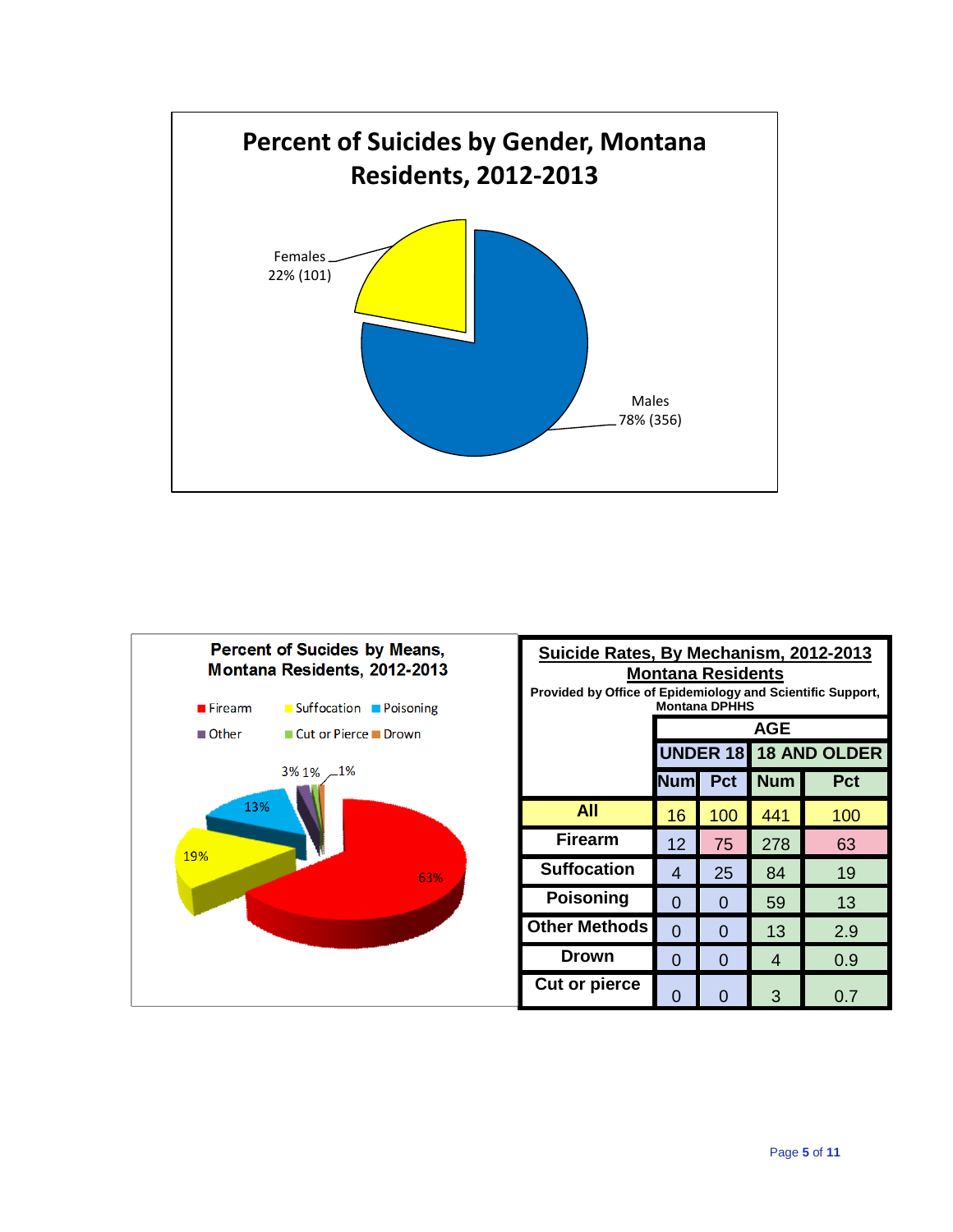## Percent of Suicides by Gender, Montana Residents, 2012-2013

Females 22% (101)

Males 78% (356)

## Percent of Sucides by Means, Montana Residents, 2012-2013

Firearm | Suffocation | Poisoning | Other | Cut or Pierce | Drown

Firearm 63%, Suffocation 19%, Poisoning 13%, Other 3%, Cut or Pierce 1%, Drown 1%

**Suicide Rates, By Mechanism, 2012-2013**
**Montana Residents**
**Provided by Office of Epidemiology and Scientific Support, Montana DPHHS**

| | AGE | | | |
|---|---|---|---|---|
| | UNDER 18 | | 18 AND OLDER | |
| | Num | Pct | Num | Pct |
| **All** | 16 | 100 | 441 | 100 |
| **Firearm** | 12 | 75 | 278 | 63 |
| **Suffocation** | 4 | 25 | 84 | 19 |
| **Poisoning** | 0 | 0 | 59 | 13 |
| **Other Methods** | 0 | 0 | 13 | 2.9 |
| **Drown** | 0 | 0 | 4 | 0.9 |
| **Cut or pierce** | 0 | 0 | 3 | 0.7 |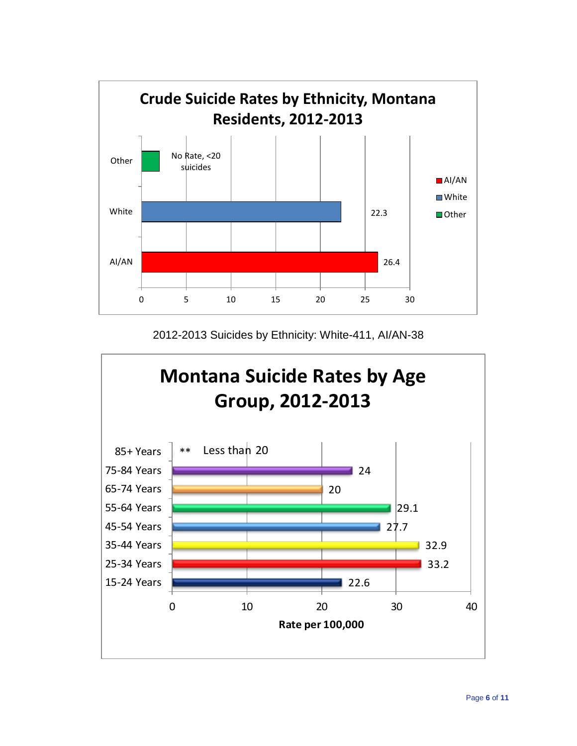**Crude Suicide Rates by Ethnicity, Montana Residents, 2012-2013**

| Ethnicity | Rate |
|---|---|
| Other | No Rate, <20 suicides |
| White | 22.3 |
| AI/AN | 26.4 |

2012-2013 Suicides by Ethnicity: White-411, AI/AN-38

**Montana Suicide Rates by Age Group, 2012-2013**

| Age Group | Rate per 100,000 |
|---|---|
| 85+ Years | ** Less than 20 |
| 75-84 Years | 24 |
| 65-74 Years | 20 |
| 55-64 Years | 29.1 |
| 45-54 Years | 27.7 |
| 35-44 Years | 32.9 |
| 25-34 Years | 33.2 |
| 15-24 Years | 22.6 |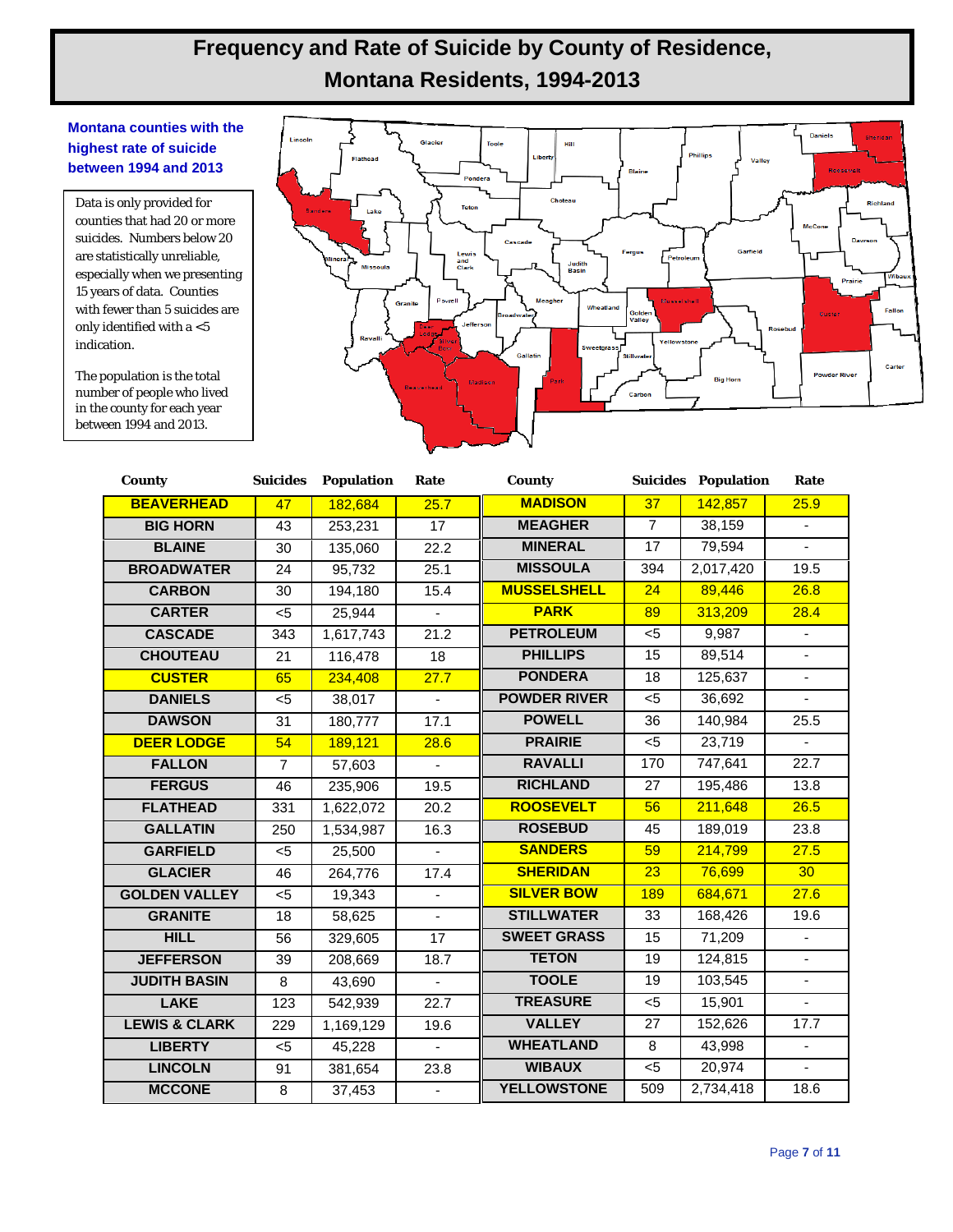# Frequency and Rate of Suicide by County of Residence, Montana Residents, 1994-2013

**Montana counties with the highest rate of suicide between 1994 and 2013**

Data is only provided for counties that had 20 or more suicides. Numbers below 20 are statistically unreliable, especially when we presenting 15 years of data. Counties with fewer than 5 suicides are only identified with a <5 indication.

The population is the total number of people who lived in the county for each year between 1994 and 2013.

| County | Suicides | Population | Rate | County | Suicides | Population | Rate |
|---|---|---|---|---|---|---|---|
| **BEAVERHEAD** | 47 | 182,684 | 25.7 | **MADISON** | 37 | 142,857 | 25.9 |
| BIG HORN | 43 | 253,231 | 17 | MEAGHER | 7 | 38,159 | - |
| BLAINE | 30 | 135,060 | 22.2 | MINERAL | 17 | 79,594 | - |
| BROADWATER | 24 | 95,732 | 25.1 | MISSOULA | 394 | 2,017,420 | 19.5 |
| CARBON | 30 | 194,180 | 15.4 | **MUSSELSHELL** | 24 | 89,446 | 26.8 |
| CARTER | <5 | 25,944 | - | **PARK** | 89 | 313,209 | 28.4 |
| CASCADE | 343 | 1,617,743 | 21.2 | PETROLEUM | <5 | 9,987 | - |
| CHOUTEAU | 21 | 116,478 | 18 | PHILLIPS | 15 | 89,514 | - |
| **CUSTER** | 65 | 234,408 | 27.7 | PONDERA | 18 | 125,637 | - |
| DANIELS | <5 | 38,017 | - | POWDER RIVER | <5 | 36,692 | - |
| DAWSON | 31 | 180,777 | 17.1 | POWELL | 36 | 140,984 | 25.5 |
| **DEER LODGE** | 54 | 189,121 | 28.6 | PRAIRIE | <5 | 23,719 | - |
| FALLON | 7 | 57,603 | - | RAVALLI | 170 | 747,641 | 22.7 |
| FERGUS | 46 | 235,906 | 19.5 | RICHLAND | 27 | 195,486 | 13.8 |
| FLATHEAD | 331 | 1,622,072 | 20.2 | **ROOSEVELT** | 56 | 211,648 | 26.5 |
| GALLATIN | 250 | 1,534,987 | 16.3 | ROSEBUD | 45 | 189,019 | 23.8 |
| GARFIELD | <5 | 25,500 | - | **SANDERS** | 59 | 214,799 | 27.5 |
| GLACIER | 46 | 264,776 | 17.4 | **SHERIDAN** | 23 | 76,699 | 30 |
| GOLDEN VALLEY | <5 | 19,343 | - | **SILVER BOW** | 189 | 684,671 | 27.6 |
| GRANITE | 18 | 58,625 | - | STILLWATER | 33 | 168,426 | 19.6 |
| HILL | 56 | 329,605 | 17 | SWEET GRASS | 15 | 71,209 | - |
| JEFFERSON | 39 | 208,669 | 18.7 | TETON | 19 | 124,815 | - |
| JUDITH BASIN | 8 | 43,690 | - | TOOLE | 19 | 103,545 | - |
| LAKE | 123 | 542,939 | 22.7 | TREASURE | <5 | 15,901 | - |
| LEWIS & CLARK | 229 | 1,169,129 | 19.6 | VALLEY | 27 | 152,626 | 17.7 |
| LIBERTY | <5 | 45,228 | - | WHEATLAND | 8 | 43,998 | - |
| LINCOLN | 91 | 381,654 | 23.8 | WIBAUX | <5 | 20,974 | - |
| MCCONE | 8 | 37,453 | - | YELLOWSTONE | 509 | 2,734,418 | 18.6 |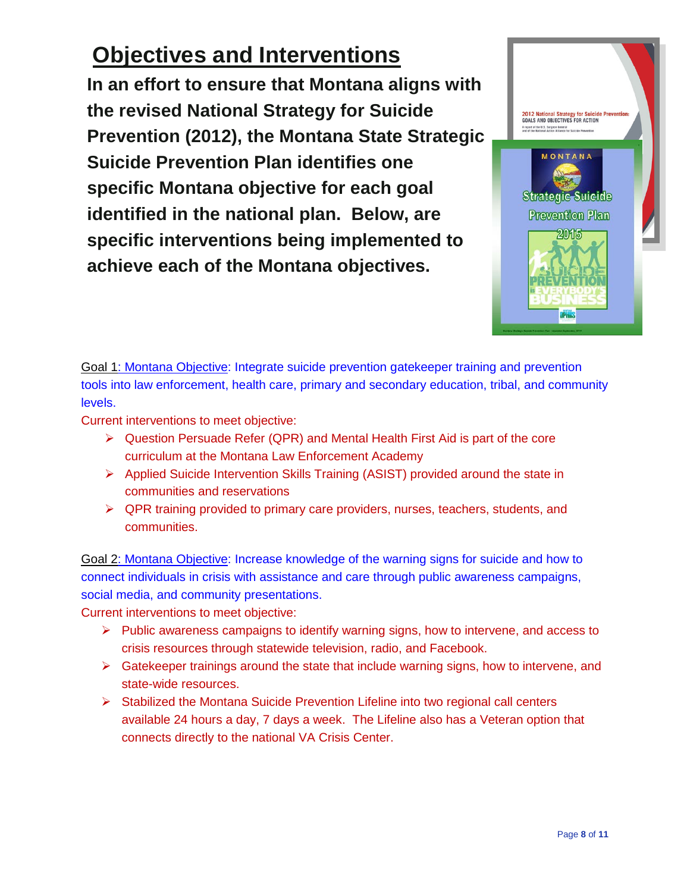# Objectives and Interventions

**In an effort to ensure that Montana aligns with the revised National Strategy for Suicide Prevention (2012), the Montana State Strategic Suicide Prevention Plan identifies one specific Montana objective for each goal identified in the national plan. Below, are specific interventions being implemented to achieve each of the Montana objectives.**

Goal 1: Montana Objective: Integrate suicide prevention gatekeeper training and prevention tools into law enforcement, health care, primary and secondary education, tribal, and community levels.

Current interventions to meet objective:

- Question Persuade Refer (QPR) and Mental Health First Aid is part of the core curriculum at the Montana Law Enforcement Academy
- Applied Suicide Intervention Skills Training (ASIST) provided around the state in communities and reservations
- QPR training provided to primary care providers, nurses, teachers, students, and communities.

Goal 2: Montana Objective: Increase knowledge of the warning signs for suicide and how to connect individuals in crisis with assistance and care through public awareness campaigns, social media, and community presentations.

Current interventions to meet objective:

- Public awareness campaigns to identify warning signs, how to intervene, and access to crisis resources through statewide television, radio, and Facebook.
- Gatekeeper trainings around the state that include warning signs, how to intervene, and state-wide resources.
- Stabilized the Montana Suicide Prevention Lifeline into two regional call centers available 24 hours a day, 7 days a week. The Lifeline also has a Veteran option that connects directly to the national VA Crisis Center.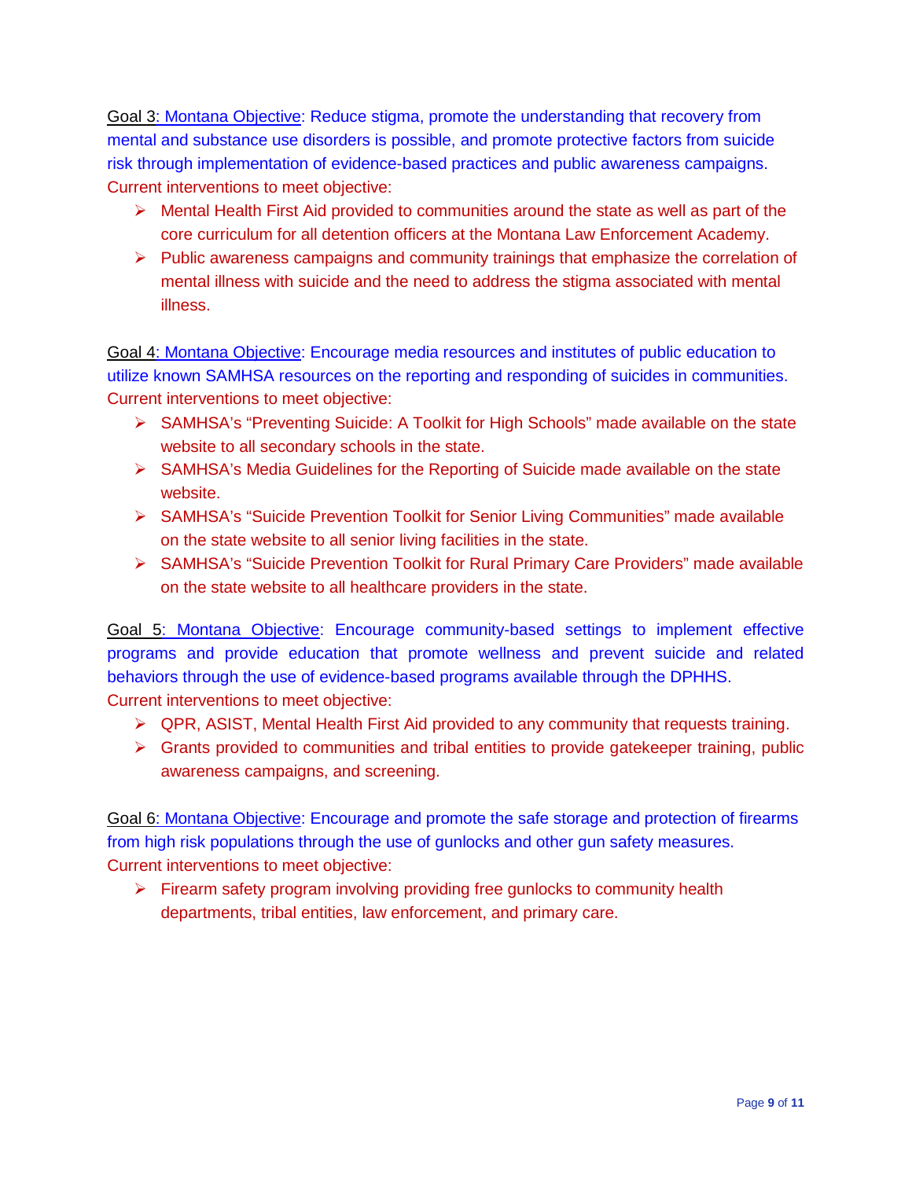Goal 3: Montana Objective: Reduce stigma, promote the understanding that recovery from mental and substance use disorders is possible, and promote protective factors from suicide risk through implementation of evidence-based practices and public awareness campaigns.
Current interventions to meet objective:

- Mental Health First Aid provided to communities around the state as well as part of the core curriculum for all detention officers at the Montana Law Enforcement Academy.
- Public awareness campaigns and community trainings that emphasize the correlation of mental illness with suicide and the need to address the stigma associated with mental illness.

Goal 4: Montana Objective: Encourage media resources and institutes of public education to utilize known SAMHSA resources on the reporting and responding of suicides in communities.
Current interventions to meet objective:

- SAMHSA's "Preventing Suicide: A Toolkit for High Schools" made available on the state website to all secondary schools in the state.
- SAMHSA's Media Guidelines for the Reporting of Suicide made available on the state website.
- SAMHSA's "Suicide Prevention Toolkit for Senior Living Communities" made available on the state website to all senior living facilities in the state.
- SAMHSA's "Suicide Prevention Toolkit for Rural Primary Care Providers" made available on the state website to all healthcare providers in the state.

Goal 5: Montana Objective: Encourage community-based settings to implement effective programs and provide education that promote wellness and prevent suicide and related behaviors through the use of evidence-based programs available through the DPHHS.
Current interventions to meet objective:

- QPR, ASIST, Mental Health First Aid provided to any community that requests training.
- Grants provided to communities and tribal entities to provide gatekeeper training, public awareness campaigns, and screening.

Goal 6: Montana Objective: Encourage and promote the safe storage and protection of firearms from high risk populations through the use of gunlocks and other gun safety measures.
Current interventions to meet objective:

- Firearm safety program involving providing free gunlocks to community health departments, tribal entities, law enforcement, and primary care.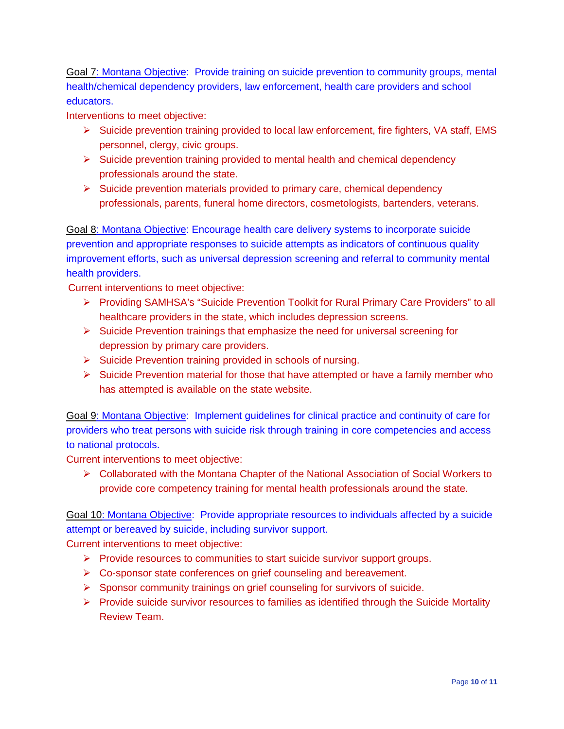Goal 7: Montana Objective: Provide training on suicide prevention to community groups, mental health/chemical dependency providers, law enforcement, health care providers and school educators.

Interventions to meet objective:

- Suicide prevention training provided to local law enforcement, fire fighters, VA staff, EMS personnel, clergy, civic groups.
- Suicide prevention training provided to mental health and chemical dependency professionals around the state.
- Suicide prevention materials provided to primary care, chemical dependency professionals, parents, funeral home directors, cosmetologists, bartenders, veterans.

Goal 8: Montana Objective: Encourage health care delivery systems to incorporate suicide prevention and appropriate responses to suicide attempts as indicators of continuous quality improvement efforts, such as universal depression screening and referral to community mental health providers.

Current interventions to meet objective:

- Providing SAMHSA's "Suicide Prevention Toolkit for Rural Primary Care Providers" to all healthcare providers in the state, which includes depression screens.
- Suicide Prevention trainings that emphasize the need for universal screening for depression by primary care providers.
- Suicide Prevention training provided in schools of nursing.
- Suicide Prevention material for those that have attempted or have a family member who has attempted is available on the state website.

Goal 9: Montana Objective: Implement guidelines for clinical practice and continuity of care for providers who treat persons with suicide risk through training in core competencies and access to national protocols.

Current interventions to meet objective:

- Collaborated with the Montana Chapter of the National Association of Social Workers to provide core competency training for mental health professionals around the state.

Goal 10: Montana Objective: Provide appropriate resources to individuals affected by a suicide attempt or bereaved by suicide, including survivor support.

Current interventions to meet objective:

- Provide resources to communities to start suicide survivor support groups.
- Co-sponsor state conferences on grief counseling and bereavement.
- Sponsor community trainings on grief counseling for survivors of suicide.
- Provide suicide survivor resources to families as identified through the Suicide Mortality Review Team.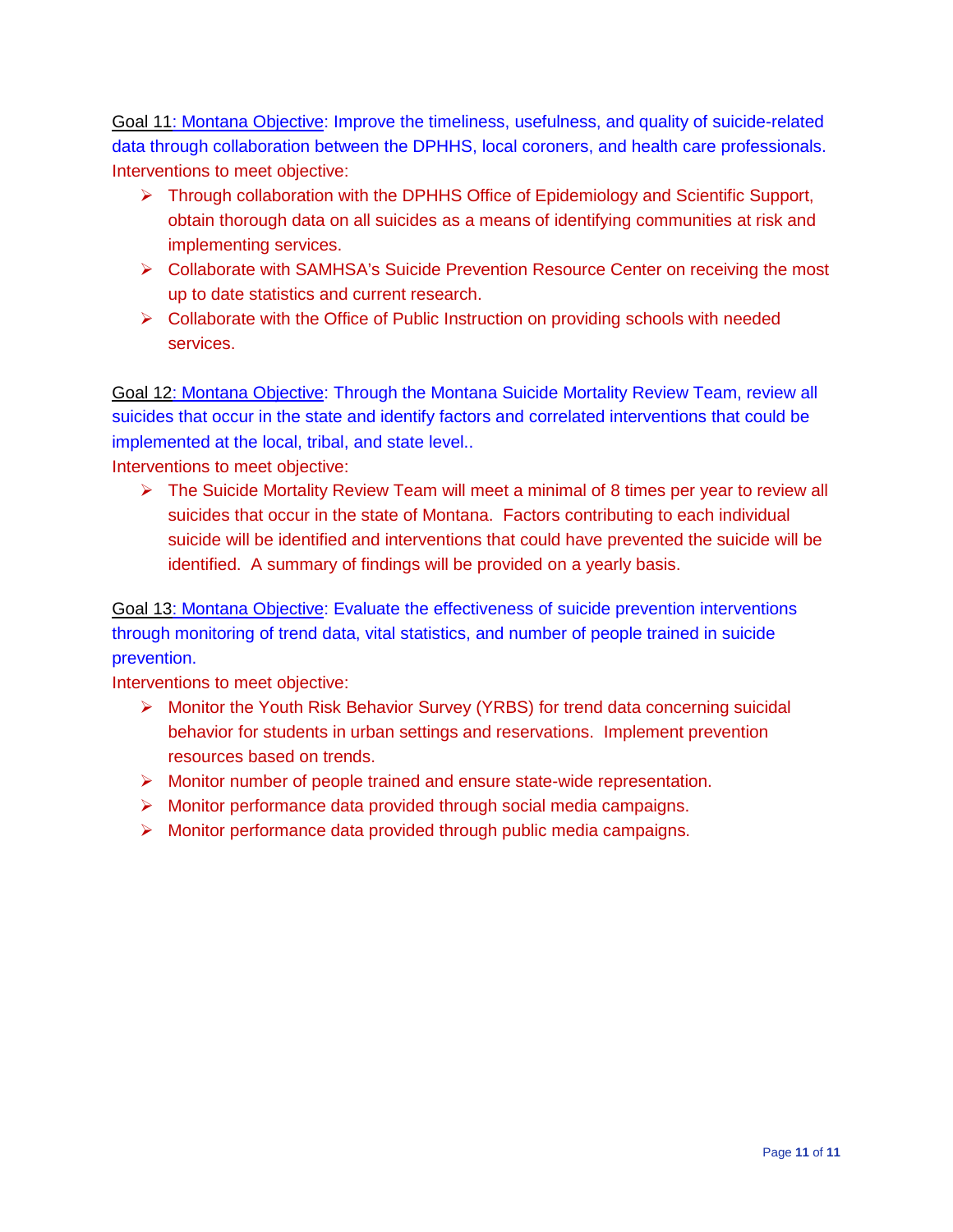Goal 11: Montana Objective: Improve the timeliness, usefulness, and quality of suicide-related data through collaboration between the DPHHS, local coroners, and health care professionals.
Interventions to meet objective:

- Through collaboration with the DPHHS Office of Epidemiology and Scientific Support, obtain thorough data on all suicides as a means of identifying communities at risk and implementing services.
- Collaborate with SAMHSA's Suicide Prevention Resource Center on receiving the most up to date statistics and current research.
- Collaborate with the Office of Public Instruction on providing schools with needed services.

Goal 12: Montana Objective: Through the Montana Suicide Mortality Review Team, review all suicides that occur in the state and identify factors and correlated interventions that could be implemented at the local, tribal, and state level..
Interventions to meet objective:

- The Suicide Mortality Review Team will meet a minimal of 8 times per year to review all suicides that occur in the state of Montana. Factors contributing to each individual suicide will be identified and interventions that could have prevented the suicide will be identified. A summary of findings will be provided on a yearly basis.

Goal 13: Montana Objective: Evaluate the effectiveness of suicide prevention interventions through monitoring of trend data, vital statistics, and number of people trained in suicide prevention.
Interventions to meet objective:

- Monitor the Youth Risk Behavior Survey (YRBS) for trend data concerning suicidal behavior for students in urban settings and reservations. Implement prevention resources based on trends.
- Monitor number of people trained and ensure state-wide representation.
- Monitor performance data provided through social media campaigns.
- Monitor performance data provided through public media campaigns.